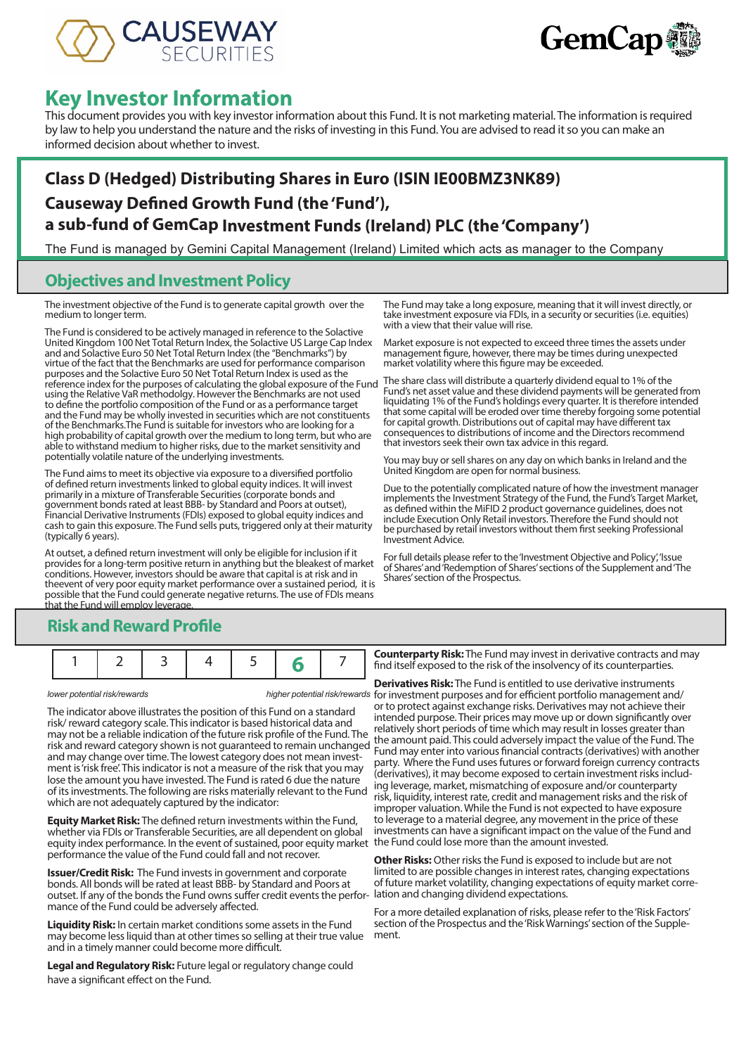# Key Investor Information

This document provides you with key investor information about this Fund. It is not marketing material. The information is required by law to help you understand the nature and the risks of investing in this Fund. You are advised to read it so you can make an informed decision about whether to invest.

## Class D (Hedged) Distributing Shares in Euro (ISIN IE00BMZ3NK89)

## Causeway Defined Growth Fund (the 'Fund'), a sub-fund of GemCap Investment Funds (Ireland) PLC (the 'Company')

The Fund is managed by Gemini Capital Management (Ireland) Limited which acts as manager to the Company

## Objectives and Investment Policy

The investment objective of the Fund is to generate capital growth over the medium to longer term.

The Fund is considered to be actively managed in reference to the Solactive United Kingdom 100 Net Total Return Index, the Solactive US Large Cap Index and and Solactive Euro 50 Net Total Return Index (the "Benchmarks") by virtue of the fact that the Benchmarks are used for performance comparison purposes and the Solactive Euro 50 Net Total Return Index is used as the reference index for the purposes of calculating the global exposure of the Fund using the Relative VaR methodolgy. However the Benchmarks are not used to define the portfolio composition of the Fund or as a performance target and the Fund may be wholly invested in securities which are not constituents of the Benchmarks.The Fund is suitable for investors who are looking for a high probability of capital growth over the medium to long term, but who are able to withstand medium to higher risks, due to the market sensitivity and potentially volatile nature of the underlying investments.

The Fund aims to meet its objective via exposure to a diversified portfolio of defined return investments linked to global equity indices. It will invest primarily in a mixture of Transferable Securities (corporate bonds and government bonds rated at least BBB- by Standard and Poors at outset), Financial Derivative Instruments (FDIs) exposed to global equity indices and cash to gain this exposure. The Fund sells puts, triggered only at their maturity (typically 6 years).

At outset, a defined return investment will only be eligible for inclusion if it provides for a long-term positive return in anything but the bleakest of market conditions. However, investors should be aware that capital is at risk and in theevent of very poor equity market performance over a sustained period, it is possible that the Fund could generate negative returns. The use of FDIs means that the Fund will employ leverage.

The Fund may take a long exposure, meaning that it will invest directly, or take investment exposure via FDIs, in a security or securities (i.e. equities) with a view that their value will rise.

Market exposure is not expected to exceed three times the assets under management figure, however, there may be times during unexpected market volatility where this figure may be exceeded.

The share class will distribute a quarterly dividend equal to 1% of the Fund's net asset value and these dividend payments will be generated from liquidating 1% of the Fund's holdings every quarter. It is therefore intended that some capital will be eroded over time thereby forgoing some potential for capital growth. Distributions out of capital may have different tax consequences to distributions of income and the Directors recommend that investors seek their own tax advice in this regard.

You may buy or sell shares on any day on which banks in Ireland and the United Kingdom are open for normal business.

Due to the potentially complicated nature of how the investment manager implements the Investment Strategy of the Fund, the Fund's Target Market, as defined within the MiFID 2 product governance guidelines, does not include Execution Only Retail investors. Therefore the Fund should not be purchased by retail investors without them first seeking Professional Investment Advice.

For full details please refer to the 'Investment Objective and Policy', 'Issue of Shares' and 'Redemption of Shares' sections of the Supplement and 'The Shares' section of the Prospectus.

## Risk and Reward Profile

| 1 | 2 | 3 | 4 | 5 | **6** | 7 |
|---|---|---|---|---|---|---|

*lower potential risk/rewards* &nbsp;&nbsp;&nbsp;&nbsp; *higher potential risk/rewards*

The indicator above illustrates the position of this Fund on a standard risk/ reward category scale. This indicator is based historical data and may not be a reliable indication of the future risk profile of the Fund. The risk and reward category shown is not guaranteed to remain unchanged and may change over time. The lowest category does not mean investment is 'risk free'. This indicator is not a measure of the risk that you may lose the amount you have invested. The Fund is rated 6 due the nature of its investments. The following are risks materially relevant to the Fund which are not adequately captured by the indicator:

**Equity Market Risk:** The defined return investments within the Fund, whether via FDIs or Transferable Securities, are all dependent on global equity index performance. In the event of sustained, poor equity market performance the value of the Fund could fall and not recover.

**Issuer/Credit Risk:** The Fund invests in government and corporate bonds. All bonds will be rated at least BBB- by Standard and Poors at outset. If any of the bonds the Fund owns suffer credit events the performance of the Fund could be adversely affected.

**Liquidity Risk:** In certain market conditions some assets in the Fund may become less liquid than at other times so selling at their true value and in a timely manner could become more difficult.

**Legal and Regulatory Risk:** Future legal or regulatory change could have a significant effect on the Fund.

**Counterparty Risk:** The Fund may invest in derivative contracts and may find itself exposed to the risk of the insolvency of its counterparties.

**Derivatives Risk:** The Fund is entitled to use derivative instruments for investment purposes and for efficient portfolio management and/or to protect against exchange risks. Derivatives may not achieve their intended purpose. Their prices may move up or down significantly over relatively short periods of time which may result in losses greater than the amount paid. This could adversely impact the value of the Fund. The Fund may enter into various financial contracts (derivatives) with another party. Where the Fund uses futures or forward foreign currency contracts (derivatives), it may become exposed to certain investment risks including leverage, market, mismatching of exposure and/or counterparty risk, liquidity, interest rate, credit and management risks and the risk of improper valuation. While the Fund is not expected to have exposure to leverage to a material degree, any movement in the price of these investments can have a significant impact on the value of the Fund and the Fund could lose more than the amount invested.

**Other Risks:** Other risks the Fund is exposed to include but are not limited to are possible changes in interest rates, changing expectations of future market volatility, changing expectations of equity market correlation and changing dividend expectations.

For a more detailed explanation of risks, please refer to the 'Risk Factors' section of the Prospectus and the 'Risk Warnings' section of the Supplement.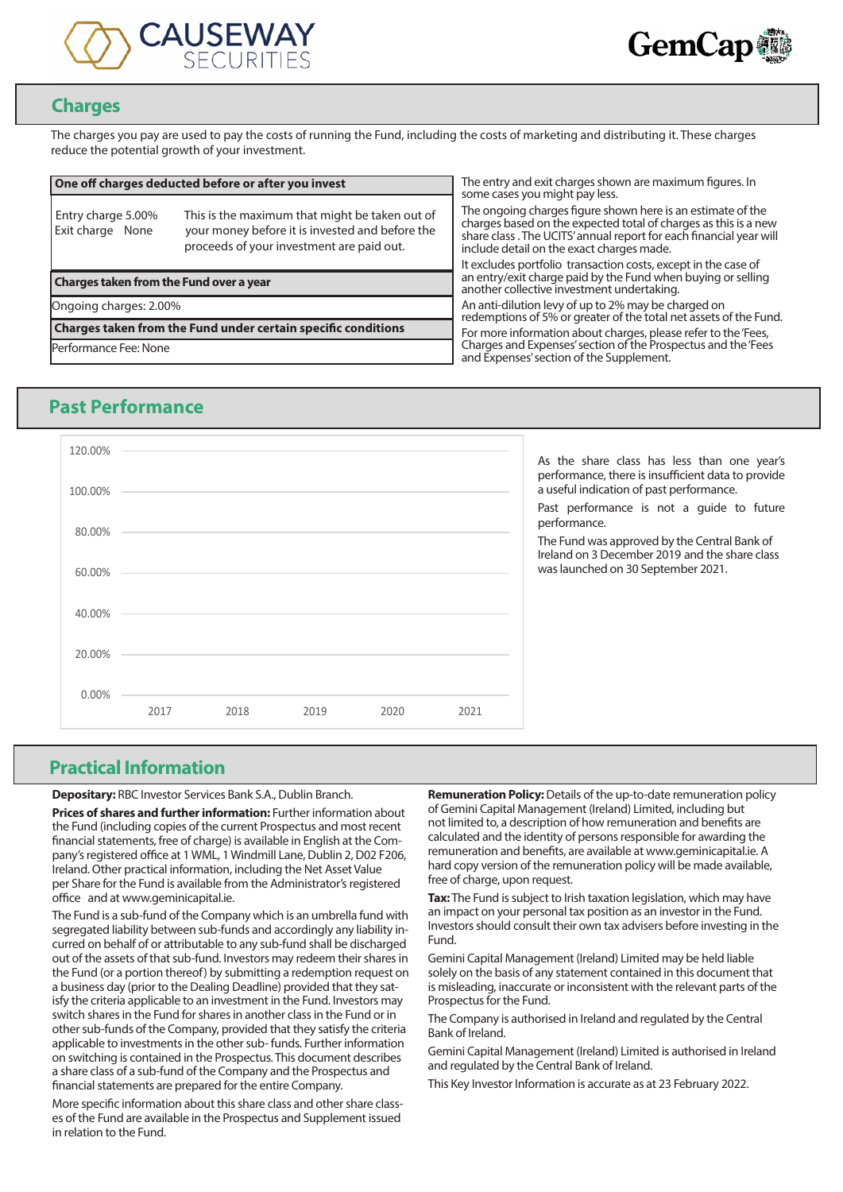## Charges

The charges you pay are used to pay the costs of running the Fund, including the costs of marketing and distributing it. These charges reduce the potential growth of your investment.

| One off charges deducted before or after you invest | |
|---|---|
| Entry charge 5.00%<br>Exit charge None | This is the maximum that might be taken out of your money before it is invested and before the proceeds of your investment are paid out. |
| **Charges taken from the Fund over a year** | |
| Ongoing charges: 2.00% | |
| **Charges taken from the Fund under certain specific conditions** | |
| Performance Fee: None | |

The entry and exit charges shown are maximum figures. In some cases you might pay less.

The ongoing charges figure shown here is an estimate of the charges based on the expected total of charges as this is a new share class . The UCITS' annual report for each financial year will include detail on the exact charges made.

It excludes portfolio transaction costs, except in the case of an entry/exit charge paid by the Fund when buying or selling another collective investment undertaking.

An anti-dilution levy of up to 2% may be charged on redemptions of 5% or greater of the total net assets of the Fund.

For more information about charges, please refer to the 'Fees, Charges and Expenses' section of the Prospectus and the 'Fees and Expenses' section of the Supplement.

## Past Performance

120.00%
100.00%
80.00%
60.00%
40.00%
20.00%
0.00%
2017 2018 2019 2020 2021

As the share class has less than one year's performance, there is insufficient data to provide a useful indication of past performance.

Past performance is not a guide to future performance.

The Fund was approved by the Central Bank of Ireland on 3 December 2019 and the share class was launched on 30 September 2021.

## Practical Information

**Depositary:** RBC Investor Services Bank S.A., Dublin Branch.

**Prices of shares and further information:** Further information about the Fund (including copies of the current Prospectus and most recent financial statements, free of charge) is available in English at the Company's registered office at 1 WML, 1 Windmill Lane, Dublin 2, D02 F206, Ireland. Other practical information, including the Net Asset Value per Share for the Fund is available from the Administrator's registered office and at www.geminicapital.ie.

The Fund is a sub-fund of the Company which is an umbrella fund with segregated liability between sub-funds and accordingly any liability incurred on behalf of or attributable to any sub-fund shall be discharged out of the assets of that sub-fund. Investors may redeem their shares in the Fund (or a portion thereof) by submitting a redemption request on a business day (prior to the Dealing Deadline) provided that they satisfy the criteria applicable to an investment in the Fund. Investors may switch shares in the Fund for shares in another class in the Fund or in other sub-funds of the Company, provided that they satisfy the criteria applicable to investments in the other sub- funds. Further information on switching is contained in the Prospectus. This document describes a share class of a sub-fund of the Company and the Prospectus and financial statements are prepared for the entire Company.

More specific information about this share class and other share classes of the Fund are available in the Prospectus and Supplement issued in relation to the Fund.

**Remuneration Policy:** Details of the up-to-date remuneration policy of Gemini Capital Management (Ireland) Limited, including but not limited to, a description of how remuneration and benefits are calculated and the identity of persons responsible for awarding the remuneration and benefits, are available at www.geminicapital.ie. A hard copy version of the remuneration policy will be made available, free of charge, upon request.

**Tax:** The Fund is subject to Irish taxation legislation, which may have an impact on your personal tax position as an investor in the Fund. Investors should consult their own tax advisers before investing in the Fund.

Gemini Capital Management (Ireland) Limited may be held liable solely on the basis of any statement contained in this document that is misleading, inaccurate or inconsistent with the relevant parts of the Prospectus for the Fund.

The Company is authorised in Ireland and regulated by the Central Bank of Ireland.

Gemini Capital Management (Ireland) Limited is authorised in Ireland and regulated by the Central Bank of Ireland.

This Key Investor Information is accurate as at 23 February 2022.